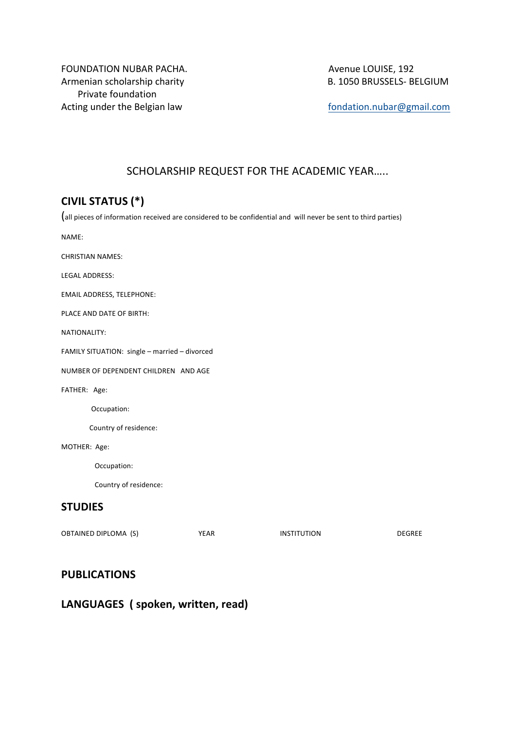FOUNDATION NUBAR PACHA.
Armenian scholarship charity
Private foundation
Acting under the Belgian law

Avenue LOUISE, 192
B. 1050 BRUSSELS- BELGIUM

fondation.nubar@gmail.com

SCHOLARSHIP REQUEST FOR THE ACADEMIC YEAR…..

## CIVIL STATUS (*)

(all pieces of information received are considered to be confidential and will never be sent to third parties)

NAME:

CHRISTIAN NAMES:

LEGAL ADDRESS:

EMAIL ADDRESS, TELEPHONE:

PLACE AND DATE OF BIRTH:

NATIONALITY:

FAMILY SITUATION: single – married – divorced

NUMBER OF DEPENDENT CHILDREN AND AGE

FATHER: Age:

Occupation:

Country of residence:

MOTHER: Age:

Occupation:

Country of residence:

## STUDIES

| OBTAINED DIPLOMA (S) | YEAR | INSTITUTION | DEGREE |
|---|---|---|---|

## PUBLICATIONS

## LANGUAGES ( spoken, written, read)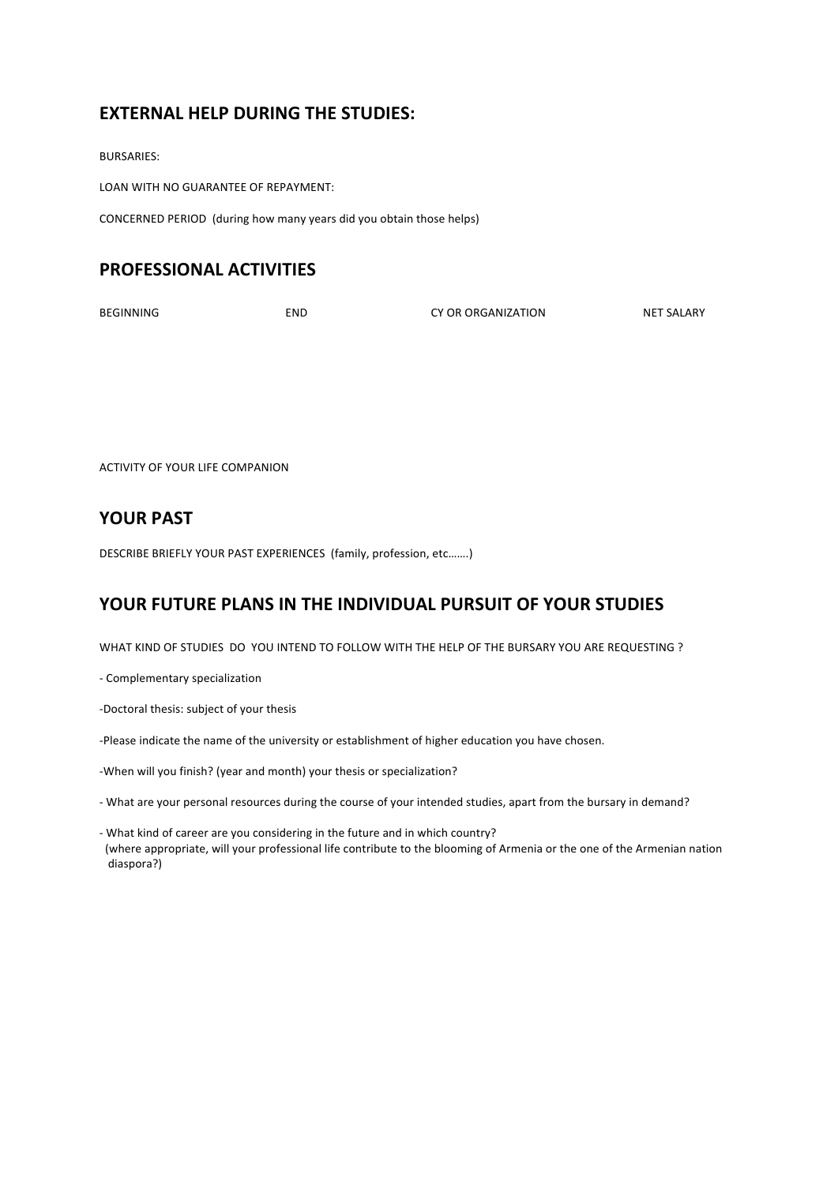## EXTERNAL HELP DURING THE STUDIES:

BURSARIES:

LOAN WITH NO GUARANTEE OF REPAYMENT:

CONCERNED PERIOD (during how many years did you obtain those helps)

## PROFESSIONAL ACTIVITIES

| BEGINNING | END | CY OR ORGANIZATION | NET SALARY |
|---|---|---|---|
| | | | |

ACTIVITY OF YOUR LIFE COMPANION

## YOUR PAST

DESCRIBE BRIEFLY YOUR PAST EXPERIENCES (family, profession, etc…….)

## YOUR FUTURE PLANS IN THE INDIVIDUAL PURSUIT OF YOUR STUDIES

WHAT KIND OF STUDIES DO YOU INTEND TO FOLLOW WITH THE HELP OF THE BURSARY YOU ARE REQUESTING ?

- Complementary specialization
- Doctoral thesis: subject of your thesis
- Please indicate the name of the university or establishment of higher education you have chosen.
- When will you finish? (year and month) your thesis or specialization?
- What are your personal resources during the course of your intended studies, apart from the bursary in demand?
- What kind of career are you considering in the future and in which country?
  (where appropriate, will your professional life contribute to the blooming of Armenia or the one of the Armenian nation diaspora?)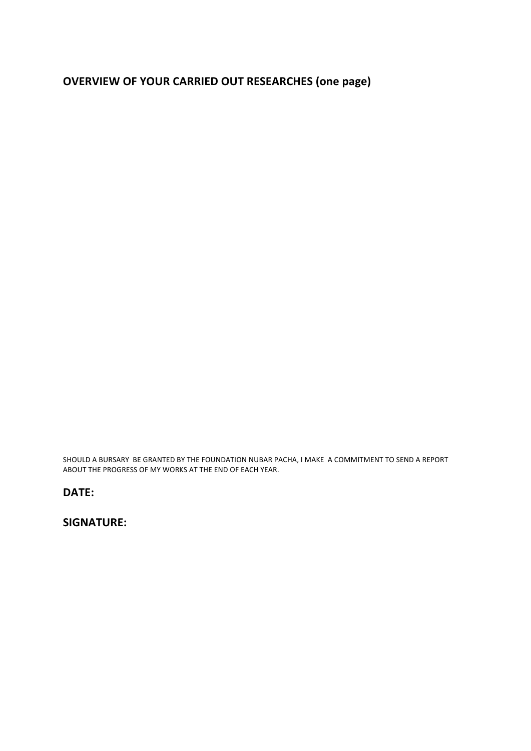## OVERVIEW OF YOUR CARRIED OUT RESEARCHES (one page)

SHOULD A BURSARY BE GRANTED BY THE FOUNDATION NUBAR PACHA, I MAKE A COMMITMENT TO SEND A REPORT ABOUT THE PROGRESS OF MY WORKS AT THE END OF EACH YEAR.

**DATE:**

**SIGNATURE:**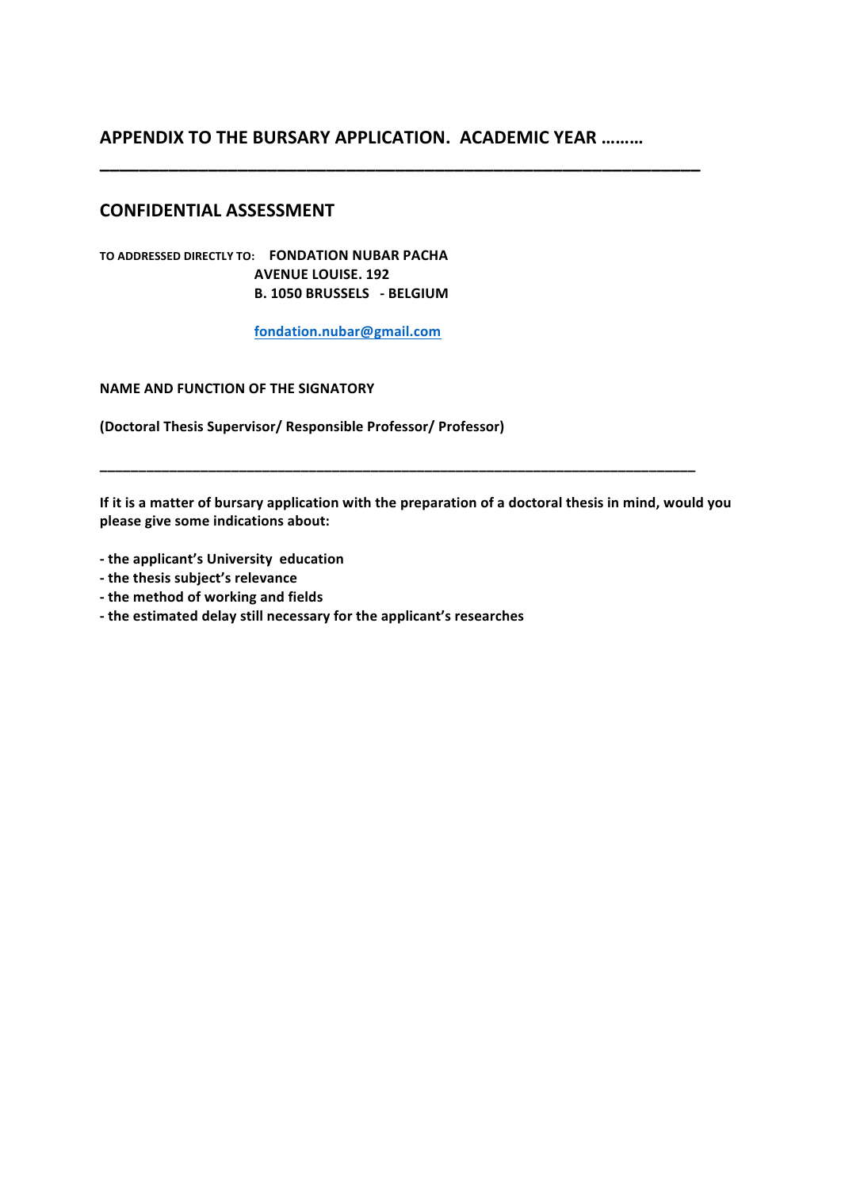## APPENDIX TO THE BURSARY APPLICATION. ACADEMIC YEAR ………

---

## CONFIDENTIAL ASSESSMENT

**TO ADDRESSED DIRECTLY TO:** **FONDATION NUBAR PACHA**
**AVENUE LOUISE. 192**
**B. 1050 BRUSSELS - BELGIUM**

**fondation.nubar@gmail.com**

**NAME AND FUNCTION OF THE SIGNATORY**

**(Doctoral Thesis Supervisor/ Responsible Professor/ Professor)**

---

**If it is a matter of bursary application with the preparation of a doctoral thesis in mind, would you please give some indications about:**

- **the applicant's University education**
- **the thesis subject's relevance**
- **the method of working and fields**
- **the estimated delay still necessary for the applicant's researches**